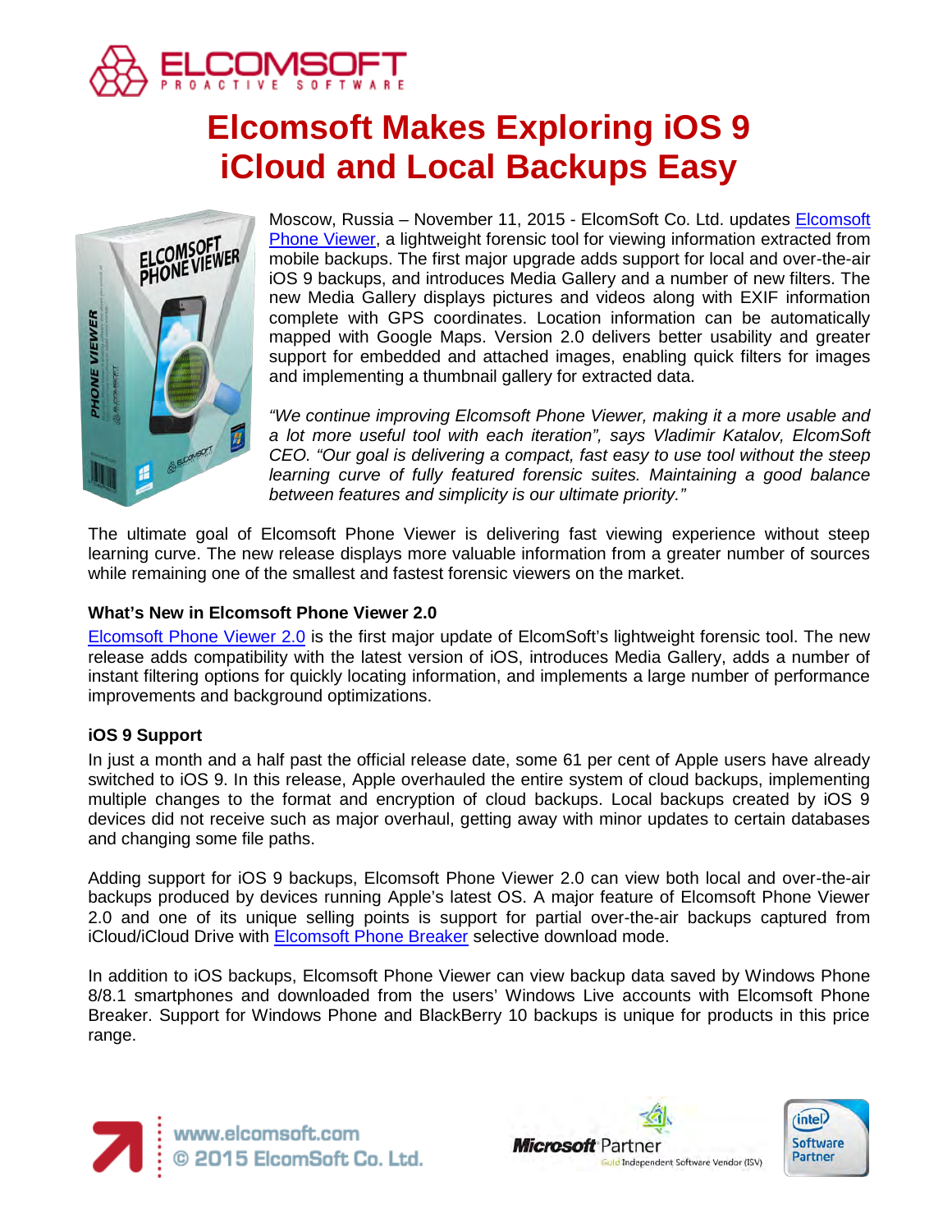# Elcomsoft Makes Exploring iOS 9 iCloud and Local Backups Easy

Moscow, Russia – November 11, 2015 - ElcomSoft Co. Ltd. updates Elcomsoft Phone Viewer, a lightweight forensic tool for viewing information extracted from mobile backups. The first major upgrade adds support for local and over-the-air iOS 9 backups, and introduces Media Gallery and a number of new filters. The new Media Gallery displays pictures and videos along with EXIF information complete with GPS coordinates. Location information can be automatically mapped with Google Maps. Version 2.0 delivers better usability and greater support for embedded and attached images, enabling quick filters for images and implementing a thumbnail gallery for extracted data.

*"We continue improving Elcomsoft Phone Viewer, making it a more usable and a lot more useful tool with each iteration", says Vladimir Katalov, ElcomSoft CEO. "Our goal is delivering a compact, fast easy to use tool without the steep learning curve of fully featured forensic suites. Maintaining a good balance between features and simplicity is our ultimate priority."*

The ultimate goal of Elcomsoft Phone Viewer is delivering fast viewing experience without steep learning curve. The new release displays more valuable information from a greater number of sources while remaining one of the smallest and fastest forensic viewers on the market.

### What's New in Elcomsoft Phone Viewer 2.0

Elcomsoft Phone Viewer 2.0 is the first major update of ElcomSoft's lightweight forensic tool. The new release adds compatibility with the latest version of iOS, introduces Media Gallery, adds a number of instant filtering options for quickly locating information, and implements a large number of performance improvements and background optimizations.

### iOS 9 Support

In just a month and a half past the official release date, some 61 per cent of Apple users have already switched to iOS 9. In this release, Apple overhauled the entire system of cloud backups, implementing multiple changes to the format and encryption of cloud backups. Local backups created by iOS 9 devices did not receive such as major overhaul, getting away with minor updates to certain databases and changing some file paths.

Adding support for iOS 9 backups, Elcomsoft Phone Viewer 2.0 can view both local and over-the-air backups produced by devices running Apple's latest OS. A major feature of Elcomsoft Phone Viewer 2.0 and one of its unique selling points is support for partial over-the-air backups captured from iCloud/iCloud Drive with Elcomsoft Phone Breaker selective download mode.

In addition to iOS backups, Elcomsoft Phone Viewer can view backup data saved by Windows Phone 8/8.1 smartphones and downloaded from the users' Windows Live accounts with Elcomsoft Phone Breaker. Support for Windows Phone and BlackBerry 10 backups is unique for products in this price range.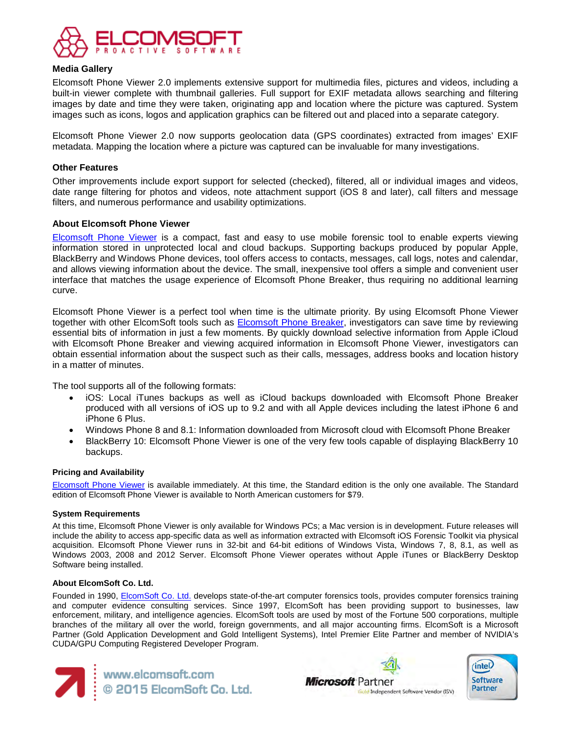### Media Gallery

Elcomsoft Phone Viewer 2.0 implements extensive support for multimedia files, pictures and videos, including a built-in viewer complete with thumbnail galleries. Full support for EXIF metadata allows searching and filtering images by date and time they were taken, originating app and location where the picture was captured. System images such as icons, logos and application graphics can be filtered out and placed into a separate category.

Elcomsoft Phone Viewer 2.0 now supports geolocation data (GPS coordinates) extracted from images' EXIF metadata. Mapping the location where a picture was captured can be invaluable for many investigations.

### Other Features

Other improvements include export support for selected (checked), filtered, all or individual images and videos, date range filtering for photos and videos, note attachment support (iOS 8 and later), call filters and message filters, and numerous performance and usability optimizations.

### About Elcomsoft Phone Viewer

Elcomsoft Phone Viewer is a compact, fast and easy to use mobile forensic tool to enable experts viewing information stored in unprotected local and cloud backups. Supporting backups produced by popular Apple, BlackBerry and Windows Phone devices, tool offers access to contacts, messages, call logs, notes and calendar, and allows viewing information about the device. The small, inexpensive tool offers a simple and convenient user interface that matches the usage experience of Elcomsoft Phone Breaker, thus requiring no additional learning curve.

Elcomsoft Phone Viewer is a perfect tool when time is the ultimate priority. By using Elcomsoft Phone Viewer together with other ElcomSoft tools such as Elcomsoft Phone Breaker, investigators can save time by reviewing essential bits of information in just a few moments. By quickly download selective information from Apple iCloud with Elcomsoft Phone Breaker and viewing acquired information in Elcomsoft Phone Viewer, investigators can obtain essential information about the suspect such as their calls, messages, address books and location history in a matter of minutes.

The tool supports all of the following formats:

- iOS: Local iTunes backups as well as iCloud backups downloaded with Elcomsoft Phone Breaker produced with all versions of iOS up to 9.2 and with all Apple devices including the latest iPhone 6 and iPhone 6 Plus.
- Windows Phone 8 and 8.1: Information downloaded from Microsoft cloud with Elcomsoft Phone Breaker
- BlackBerry 10: Elcomsoft Phone Viewer is one of the very few tools capable of displaying BlackBerry 10 backups.

### Pricing and Availability

Elcomsoft Phone Viewer is available immediately. At this time, the Standard edition is the only one available. The Standard edition of Elcomsoft Phone Viewer is available to North American customers for $79.

### System Requirements

At this time, Elcomsoft Phone Viewer is only available for Windows PCs; a Mac version is in development. Future releases will include the ability to access app-specific data as well as information extracted with Elcomsoft iOS Forensic Toolkit via physical acquisition. Elcomsoft Phone Viewer runs in 32-bit and 64-bit editions of Windows Vista, Windows 7, 8, 8.1, as well as Windows 2003, 2008 and 2012 Server. Elcomsoft Phone Viewer operates without Apple iTunes or BlackBerry Desktop Software being installed.

### About ElcomSoft Co. Ltd.

Founded in 1990, ElcomSoft Co. Ltd. develops state-of-the-art computer forensics tools, provides computer forensics training and computer evidence consulting services. Since 1997, ElcomSoft has been providing support to businesses, law enforcement, military, and intelligence agencies. ElcomSoft tools are used by most of the Fortune 500 corporations, multiple branches of the military all over the world, foreign governments, and all major accounting firms. ElcomSoft is a Microsoft Partner (Gold Application Development and Gold Intelligent Systems), Intel Premier Elite Partner and member of NVIDIA's CUDA/GPU Computing Registered Developer Program.

www.elcomsoft.com
© 2015 ElcomSoft Co. Ltd.